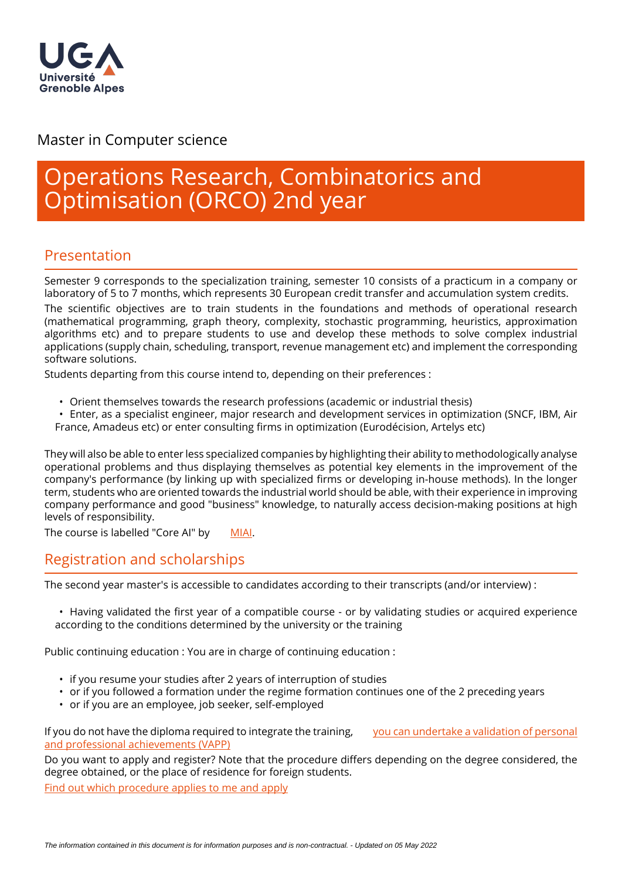Université Grenoble Alpes

Master in Computer science

# Operations Research, Combinatorics and Optimisation (ORCO) 2nd year

## Presentation

Semester 9 corresponds to the specialization training, semester 10 consists of a practicum in a company or laboratory of 5 to 7 months, which represents 30 European credit transfer and accumulation system credits.

The scientific objectives are to train students in the foundations and methods of operational research (mathematical programming, graph theory, complexity, stochastic programming, heuristics, approximation algorithms etc) and to prepare students to use and develop these methods to solve complex industrial applications (supply chain, scheduling, transport, revenue management etc) and implement the corresponding software solutions.

Students departing from this course intend to, depending on their preferences :

- Orient themselves towards the research professions (academic or industrial thesis)
- Enter, as a specialist engineer, major research and development services in optimization (SNCF, IBM, Air France, Amadeus etc) or enter consulting firms in optimization (Eurodécision, Artelys etc)

They will also be able to enter less specialized companies by highlighting their ability to methodologically analyse operational problems and thus displaying themselves as potential key elements in the improvement of the company's performance (by linking up with specialized firms or developing in-house methods). In the longer term, students who are oriented towards the industrial world should be able, with their experience in improving company performance and good "business" knowledge, to naturally access decision-making positions at high levels of responsibility.

The course is labelled "Core AI" by MIAI.

## Registration and scholarships

The second year master's is accessible to candidates according to their transcripts (and/or interview) :

- Having validated the first year of a compatible course - or by validating studies or acquired experience according to the conditions determined by the university or the training

Public continuing education : You are in charge of continuing education :

- if you resume your studies after 2 years of interruption of studies
- or if you followed a formation under the regime formation continues one of the 2 preceding years
- or if you are an employee, job seeker, self-employed

If you do not have the diploma required to integrate the training, you can undertake a validation of personal and professional achievements (VAPP)

Do you want to apply and register? Note that the procedure differs depending on the degree considered, the degree obtained, or the place of residence for foreign students.

Find out which procedure applies to me and apply

*The information contained in this document is for information purposes and is non-contractual. - Updated on 05 May 2022*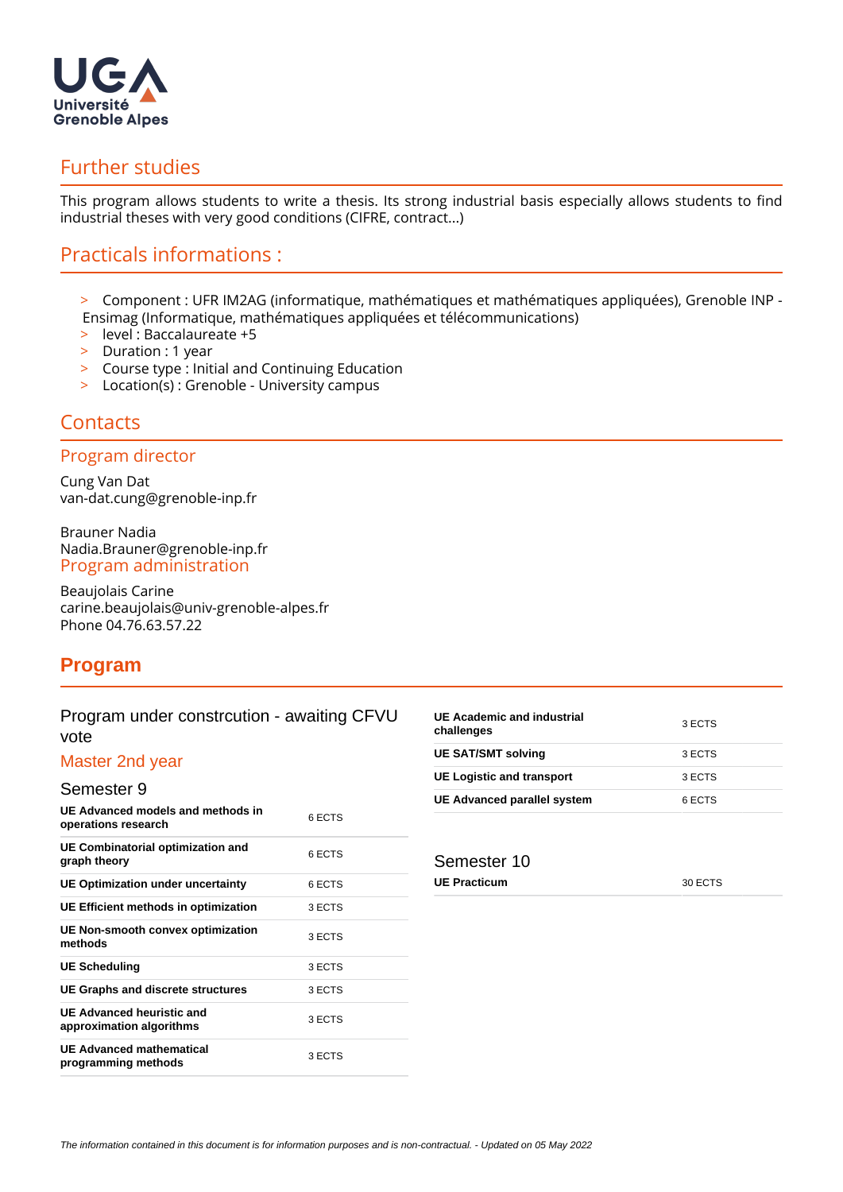## Further studies

This program allows students to write a thesis. Its strong industrial basis especially allows students to find industrial theses with very good conditions (CIFRE, contract...)

## Practicals informations :

- Component : UFR IM2AG (informatique, mathématiques et mathématiques appliquées), Grenoble INP - Ensimag (Informatique, mathématiques appliquées et télécommunications)
- level : Baccalaureate +5
- Duration : 1 year
- Course type : Initial and Continuing Education
- Location(s) : Grenoble - University campus

## Contacts

### Program director

Cung Van Dat
van-dat.cung@grenoble-inp.fr

Brauner Nadia
Nadia.Brauner@grenoble-inp.fr

### Program administration

Beaujolais Carine
carine.beaujolais@univ-grenoble-alpes.fr
Phone 04.76.63.57.22

## Program

Program under constrcution - awaiting CFVU vote

### Master 2nd year

#### Semester 9

| | |
|---|---|
| **UE Advanced models and methods in operations research** | 6 ECTS |
| **UE Combinatorial optimization and graph theory** | 6 ECTS |
| **UE Optimization under uncertainty** | 6 ECTS |
| **UE Efficient methods in optimization** | 3 ECTS |
| **UE Non-smooth convex optimization methods** | 3 ECTS |
| **UE Scheduling** | 3 ECTS |
| **UE Graphs and discrete structures** | 3 ECTS |
| **UE Advanced heuristic and approximation algorithms** | 3 ECTS |
| **UE Advanced mathematical programming methods** | 3 ECTS |
| **UE Academic and industrial challenges** | 3 ECTS |
| **UE SAT/SMT solving** | 3 ECTS |
| **UE Logistic and transport** | 3 ECTS |
| **UE Advanced parallel system** | 6 ECTS |

#### Semester 10

| | |
|---|---|
| **UE Practicum** | 30 ECTS |

*The information contained in this document is for information purposes and is non-contractual. - Updated on 05 May 2022*